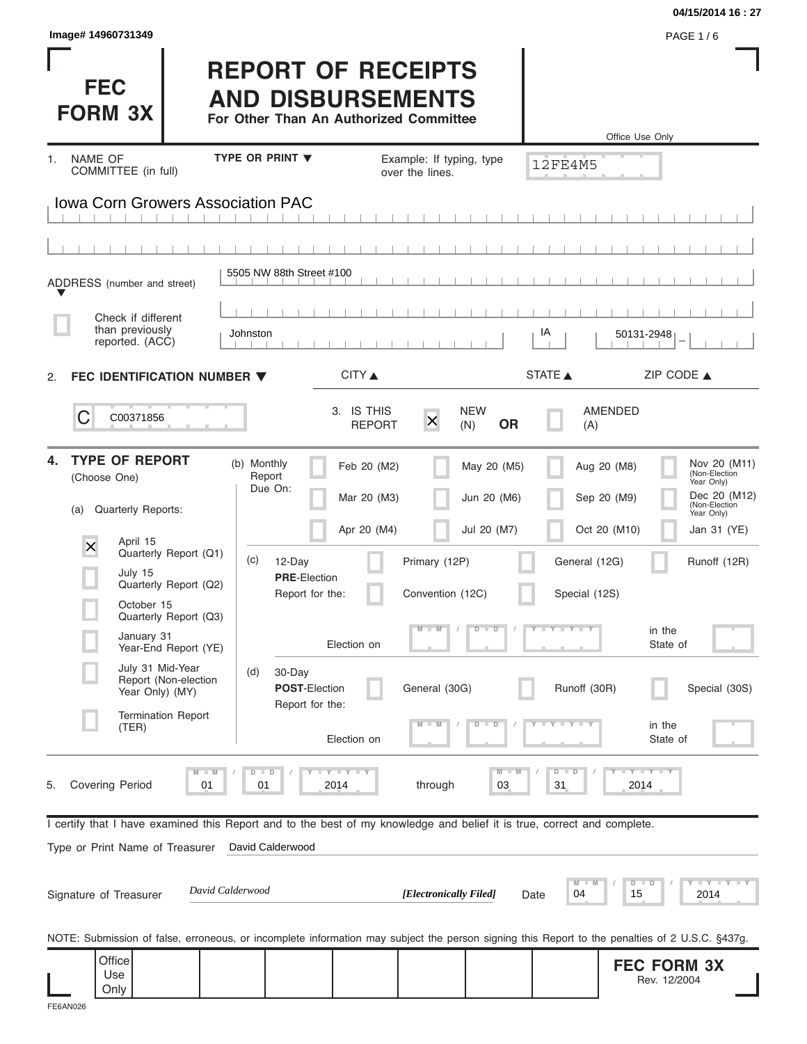04/15/2014 16 : 27

Image# 14960731349

# FEC FORM 3X

# REPORT OF RECEIPTS AND DISBURSEMENTS

**For Other Than An Authorized Committee**

Office Use Only

12FE4M5

1. NAME OF COMMITTEE (in full) — TYPE OR PRINT ▼ — Example: If typing, type over the lines.

Iowa Corn Growers Association PAC

ADDRESS (number and street): 5505 NW 88th Street #100

☐ Check if different than previously reported. (ACC)

| CITY | STATE | ZIP CODE |
|---|---|---|
| Johnston | IA | 50131-2948 |

2. **FEC IDENTIFICATION NUMBER** ▼

C00371856

3. IS THIS REPORT [X] NEW (N) **OR** ☐ AMENDED (A)

4. **TYPE OF REPORT** (Choose One)

(a) Quarterly Reports:

- [X] April 15 Quarterly Report (Q1)
- ☐ July 15 Quarterly Report (Q2)
- ☐ October 15 Quarterly Report (Q3)
- ☐ January 31 Year-End Report (YE)
- ☐ July 31 Mid-Year Report (Non-election Year Only) (MY)
- ☐ Termination Report (TER)

(b) Monthly Report Due On:

- ☐ Feb 20 (M2)
- ☐ Mar 20 (M3)
- ☐ Apr 20 (M4)
- ☐ May 20 (M5)
- ☐ Jun 20 (M6)
- ☐ Jul 20 (M7)
- ☐ Aug 20 (M8)
- ☐ Sep 20 (M9)
- ☐ Oct 20 (M10)
- ☐ Nov 20 (M11) (Non-Election Year Only)
- ☐ Dec 20 (M12) (Non-Election Year Only)
- ☐ Jan 31 (YE)

(c) 12-Day **PRE**-Election Report for the:

- ☐ Primary (12P)
- ☐ General (12G)
- ☐ Runoff (12R)
- ☐ Convention (12C)
- ☐ Special (12S)

Election on MM / DD / YYYY in the State of

(d) 30-Day **POST**-Election Report for the:

- ☐ General (30G)
- ☐ Runoff (30R)
- ☐ Special (30S)

Election on MM / DD / YYYY in the State of

5. Covering Period 01 / 01 / 2014 through 03 / 31 / 2014

I certify that I have examined this Report and to the best of my knowledge and belief it is true, correct and complete.

Type or Print Name of Treasurer: David Calderwood

Signature of Treasurer: *David Calderwood* ***[Electronically Filed]*** Date 04 / 15 / 2014

NOTE: Submission of false, erroneous, or incomplete information may subject the person signing this Report to the penalties of 2 U.S.C. §437g.

Office Use Only

**FEC FORM 3X**
Rev. 12/2004

FE6AN026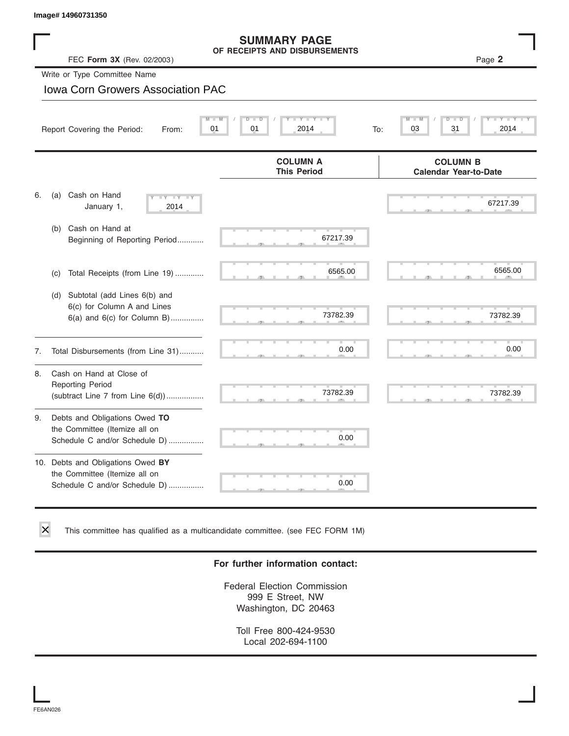Image# 14960731350

# SUMMARY PAGE
## OF RECEIPTS AND DISBURSEMENTS

FEC **Form 3X** (Rev. 02/2003)

Write or Type Committee Name

Iowa Corn Growers Association PAC

Report Covering the Period: From: 01 / 01 / 2014 To: 03 / 31 / 2014

| | COLUMN A This Period | COLUMN B Calendar Year-to-Date |
|---|---|---|
| 6. (a) Cash on Hand January 1, 2014 | | 67217.39 |
| (b) Cash on Hand at Beginning of Reporting Period............ | 67217.39 | |
| (c) Total Receipts (from Line 19) ............. | 6565.00 | 6565.00 |
| (d) Subtotal (add Lines 6(b) and 6(c) for Column A and Lines 6(a) and 6(c) for Column B)............... | 73782.39 | 73782.39 |
| 7. Total Disbursements (from Line 31)........... | 0.00 | 0.00 |
| 8. Cash on Hand at Close of Reporting Period (subtract Line 7 from Line 6(d)).................. | 73782.39 | 73782.39 |
| 9. Debts and Obligations Owed **TO** the Committee (Itemize all on Schedule C and/or Schedule D) ................ | 0.00 | |
| 10. Debts and Obligations Owed **BY** the Committee (Itemize all on Schedule C and/or Schedule D) ................ | 0.00 | |

☒ This committee has qualified as a multicandidate committee. (see FEC FORM 1M)

**For further information contact:**

Federal Election Commission
999 E Street, NW
Washington, DC 20463

Toll Free 800-424-9530
Local 202-694-1100

FE6AN026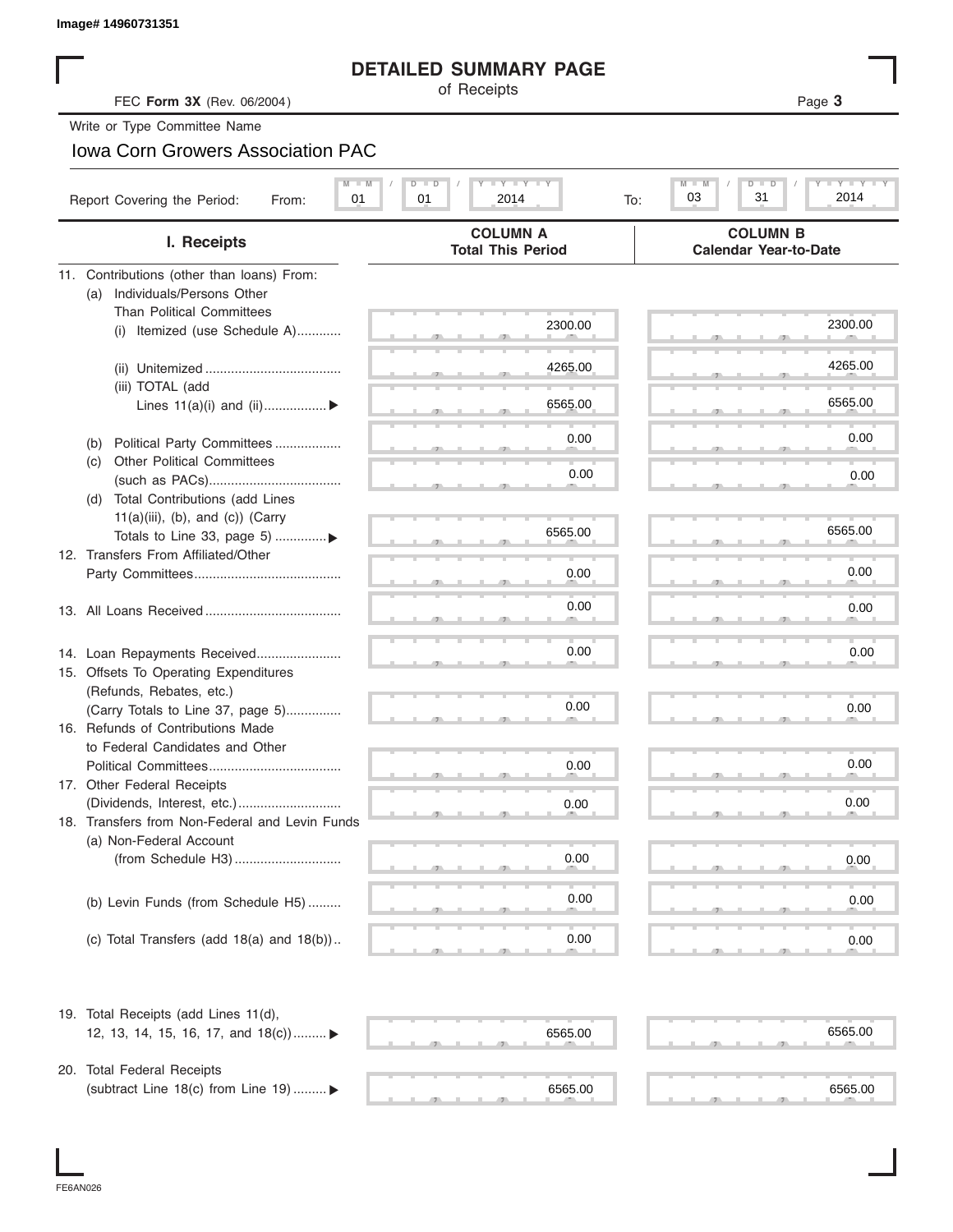Image# 14960731351

# DETAILED SUMMARY PAGE

of Receipts

FEC **Form 3X** (Rev. 06/2004)

Write or Type Committee Name

Iowa Corn Growers Association PAC

Report Covering the Period: From: 01 / 01 / 2014 To: 03 / 31 / 2014

| I. Receipts | COLUMN A Total This Period | COLUMN B Calendar Year-to-Date |
|---|---|---|
| 11. Contributions (other than loans) From: | | |
| (a) Individuals/Persons Other Than Political Committees | | |
| (i) Itemized (use Schedule A) | 2300.00 | 2300.00 |
| (ii) Unitemized | 4265.00 | 4265.00 |
| (iii) TOTAL (add Lines 11(a)(i) and (ii)) ▶ | 6565.00 | 6565.00 |
| (b) Political Party Committees | 0.00 | 0.00 |
| (c) Other Political Committees (such as PACs) | 0.00 | 0.00 |
| (d) Total Contributions (add Lines 11(a)(iii), (b), and (c)) (Carry Totals to Line 33, page 5) ▶ | 6565.00 | 6565.00 |
| 12. Transfers From Affiliated/Other Party Committees | 0.00 | 0.00 |
| 13. All Loans Received | 0.00 | 0.00 |
| 14. Loan Repayments Received | 0.00 | 0.00 |
| 15. Offsets To Operating Expenditures (Refunds, Rebates, etc.) (Carry Totals to Line 37, page 5) | 0.00 | 0.00 |
| 16. Refunds of Contributions Made to Federal Candidates and Other Political Committees | 0.00 | 0.00 |
| 17. Other Federal Receipts (Dividends, Interest, etc.) | 0.00 | 0.00 |
| 18. Transfers from Non-Federal and Levin Funds | | |
| (a) Non-Federal Account (from Schedule H3) | 0.00 | 0.00 |
| (b) Levin Funds (from Schedule H5) | 0.00 | 0.00 |
| (c) Total Transfers (add 18(a) and 18(b)) | 0.00 | 0.00 |
| 19. Total Receipts (add Lines 11(d), 12, 13, 14, 15, 16, 17, and 18(c)) ▶ | 6565.00 | 6565.00 |
| 20. Total Federal Receipts (subtract Line 18(c) from Line 19) ▶ | 6565.00 | 6565.00 |

FE6AN026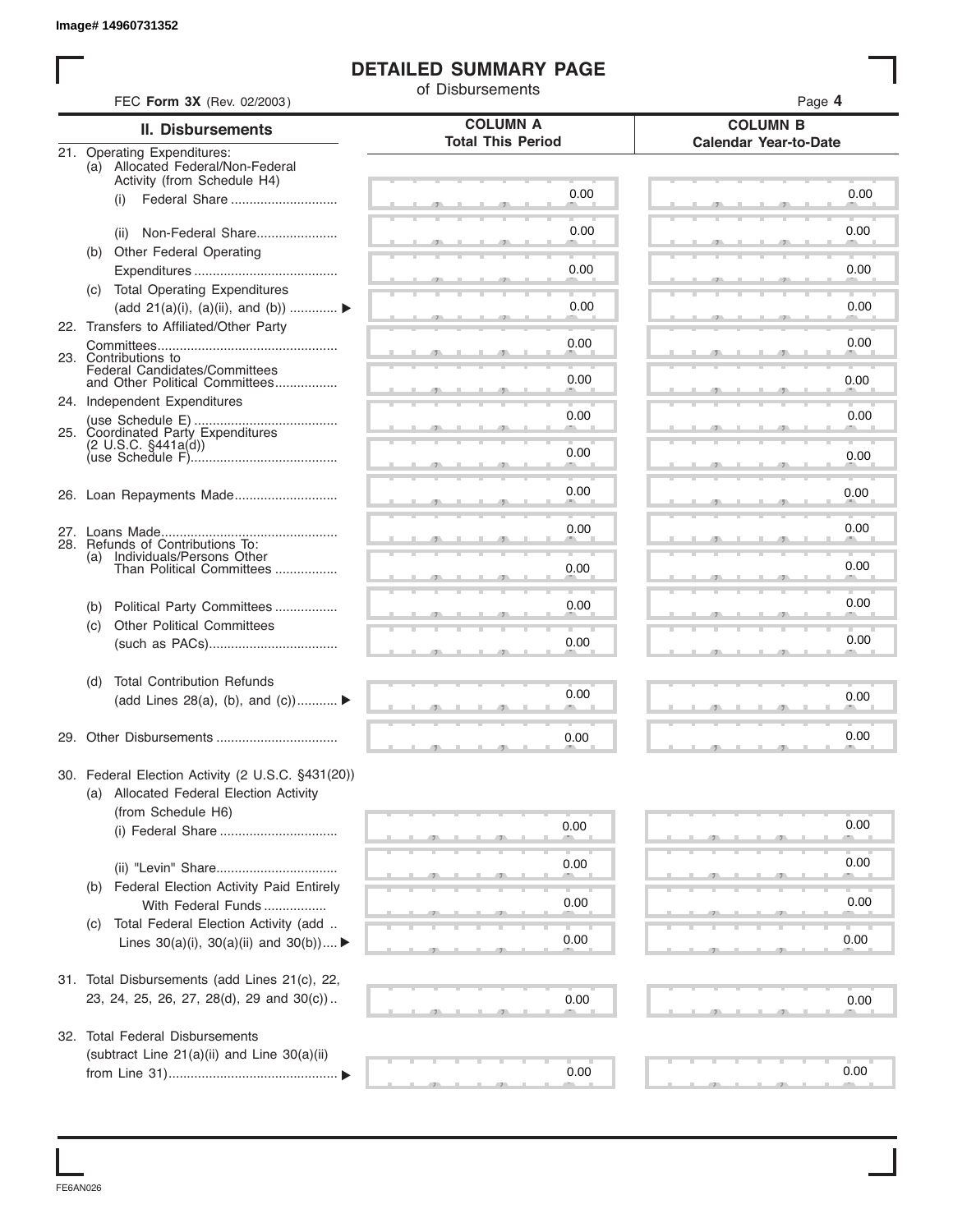Image# 14960731352

# DETAILED SUMMARY PAGE

of Disbursements

FEC **Form 3X** (Rev. 02/2003)

| II. Disbursements | COLUMN A Total This Period | COLUMN B Calendar Year-to-Date |
|---|---|---|
| 21. Operating Expenditures: (a) Allocated Federal/Non-Federal Activity (from Schedule H4) (i) Federal Share | 0.00 | 0.00 |
| (ii) Non-Federal Share | 0.00 | 0.00 |
| (b) Other Federal Operating Expenditures | 0.00 | 0.00 |
| (c) Total Operating Expenditures (add 21(a)(i), (a)(ii), and (b)) ▶ | 0.00 | 0.00 |
| 22. Transfers to Affiliated/Other Party Committees | 0.00 | 0.00 |
| 23. Contributions to Federal Candidates/Committees and Other Political Committees | 0.00 | 0.00 |
| 24. Independent Expenditures (use Schedule E) | 0.00 | 0.00 |
| 25. Coordinated Party Expenditures (2 U.S.C. §441a(d)) (use Schedule F) | 0.00 | 0.00 |
| 26. Loan Repayments Made | 0.00 | 0.00 |
| 27. Loans Made | 0.00 | 0.00 |
| 28. Refunds of Contributions To: (a) Individuals/Persons Other Than Political Committees | 0.00 | 0.00 |
| (b) Political Party Committees | 0.00 | 0.00 |
| (c) Other Political Committees (such as PACs) | 0.00 | 0.00 |
| (d) Total Contribution Refunds (add Lines 28(a), (b), and (c)) ▶ | 0.00 | 0.00 |
| 29. Other Disbursements | 0.00 | 0.00 |
| 30. Federal Election Activity (2 U.S.C. §431(20)) (a) Allocated Federal Election Activity (from Schedule H6) (i) Federal Share | 0.00 | 0.00 |
| (ii) "Levin" Share | 0.00 | 0.00 |
| (b) Federal Election Activity Paid Entirely With Federal Funds | 0.00 | 0.00 |
| (c) Total Federal Election Activity (add Lines 30(a)(i), 30(a)(ii) and 30(b)) ▶ | 0.00 | 0.00 |
| 31. Total Disbursements (add Lines 21(c), 22, 23, 24, 25, 26, 27, 28(d), 29 and 30(c)) | 0.00 | 0.00 |
| 32. Total Federal Disbursements (subtract Line 21(a)(ii) and Line 30(a)(ii) from Line 31) ▶ | 0.00 | 0.00 |

FE6AN026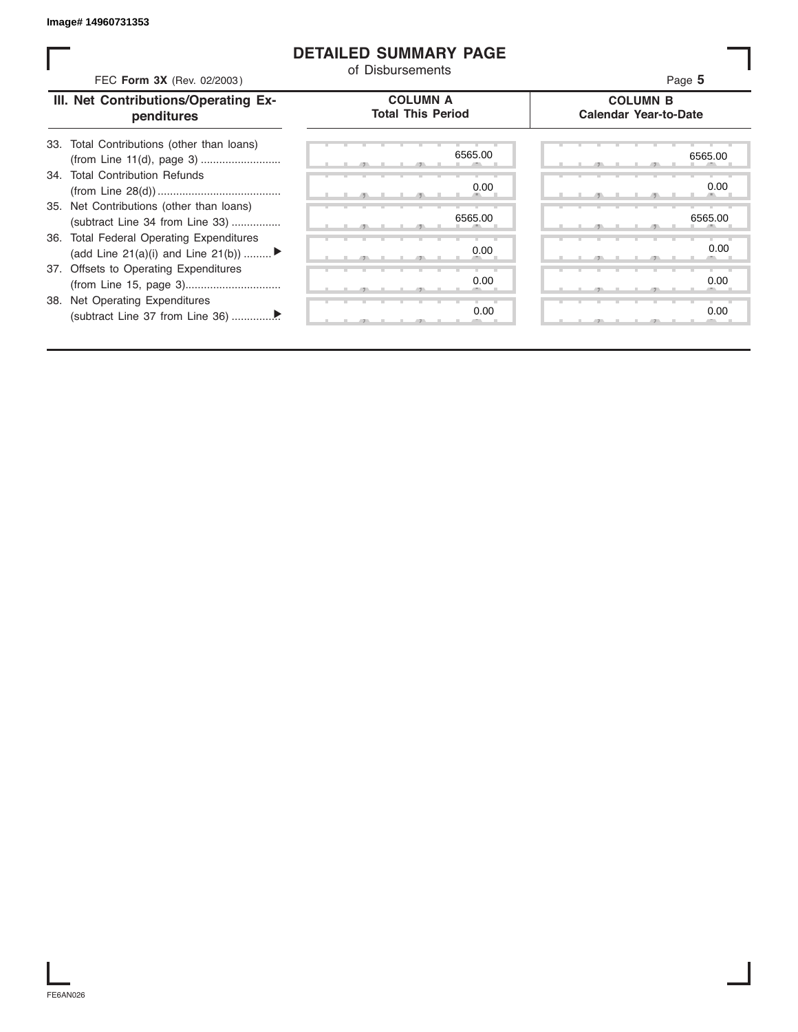Image# 14960731353

# DETAILED SUMMARY PAGE

of Disbursements

FEC **Form 3X** (Rev. 02/2003)

| III. Net Contributions/Operating Expenditures | COLUMN A Total This Period | COLUMN B Calendar Year-to-Date |
|---|---|---|
| 33. Total Contributions (other than loans) (from Line 11(d), page 3) | 6565.00 | 6565.00 |
| 34. Total Contribution Refunds (from Line 28(d)) | 0.00 | 0.00 |
| 35. Net Contributions (other than loans) (subtract Line 34 from Line 33) | 6565.00 | 6565.00 |
| 36. Total Federal Operating Expenditures (add Line 21(a)(i) and Line 21(b)) ▶ | 0.00 | 0.00 |
| 37. Offsets to Operating Expenditures (from Line 15, page 3) | 0.00 | 0.00 |
| 38. Net Operating Expenditures (subtract Line 37 from Line 36) ▶ | 0.00 | 0.00 |

FE6AN026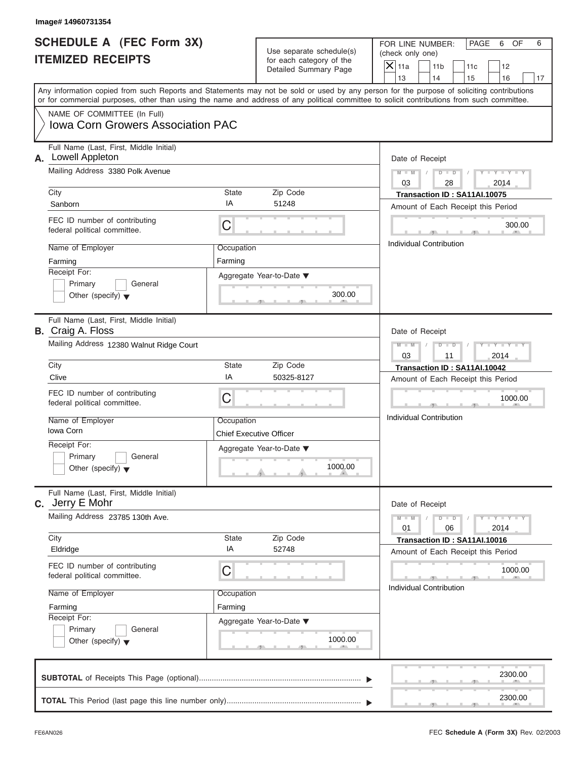Image# 14960731354

# SCHEDULE A (FEC Form 3X)
# ITEMIZED RECEIPTS

Use separate schedule(s) for each category of the Detailed Summary Page

FOR LINE NUMBER: (check only one)

PAGE 6 OF 6

- [X] 11a
- [ ] 11b
- [ ] 11c
- [ ] 12
- [ ] 13
- [ ] 14
- [ ] 15
- [ ] 16
- [ ] 17

Any information copied from such Reports and Statements may not be sold or used by any person for the purpose of soliciting contributions or for commercial purposes, other than using the name and address of any political committee to solicit contributions from such committee.

NAME OF COMMITTEE (In Full)
Iowa Corn Growers Association PAC

---

**A.** Full Name (Last, First, Middle Initial): Lowell Appleton

Mailing Address: 3380 Polk Avenue

City: Sanborn | State: IA | Zip Code: 51248

FEC ID number of contributing federal political committee: C

Name of Employer: Farming | Occupation: Farming

Receipt For: Primary [ ] General [ ] Other (specify)

Aggregate Year-to-Date: 300.00

Date of Receipt: 03/28/2014

Transaction ID : SA11AI.10075

Amount of Each Receipt this Period: 300.00

Individual Contribution

---

**B.** Full Name (Last, First, Middle Initial): Craig A. Floss

Mailing Address: 12380 Walnut Ridge Court

City: Clive | State: IA | Zip Code: 50325-8127

FEC ID number of contributing federal political committee: C

Name of Employer: Iowa Corn | Occupation: Chief Executive Officer

Receipt For: Primary [ ] General [ ] Other (specify)

Aggregate Year-to-Date: 1000.00

Date of Receipt: 03/11/2014

Transaction ID : SA11AI.10042

Amount of Each Receipt this Period: 1000.00

Individual Contribution

---

**C.** Full Name (Last, First, Middle Initial): Jerry E Mohr

Mailing Address: 23785 130th Ave.

City: Eldridge | State: IA | Zip Code: 52748

FEC ID number of contributing federal political committee: C

Name of Employer: Farming | Occupation: Farming

Receipt For: Primary [ ] General [ ] Other (specify)

Aggregate Year-to-Date: 1000.00

Date of Receipt: 01/06/2014

Transaction ID : SA11AI.10016

Amount of Each Receipt this Period: 1000.00

Individual Contribution

---

**SUBTOTAL** of Receipts This Page (optional): 2300.00

**TOTAL** This Period (last page this line number only): 2300.00

FE6AN026

FEC **Schedule A** (Form 3X) Rev. 02/2003